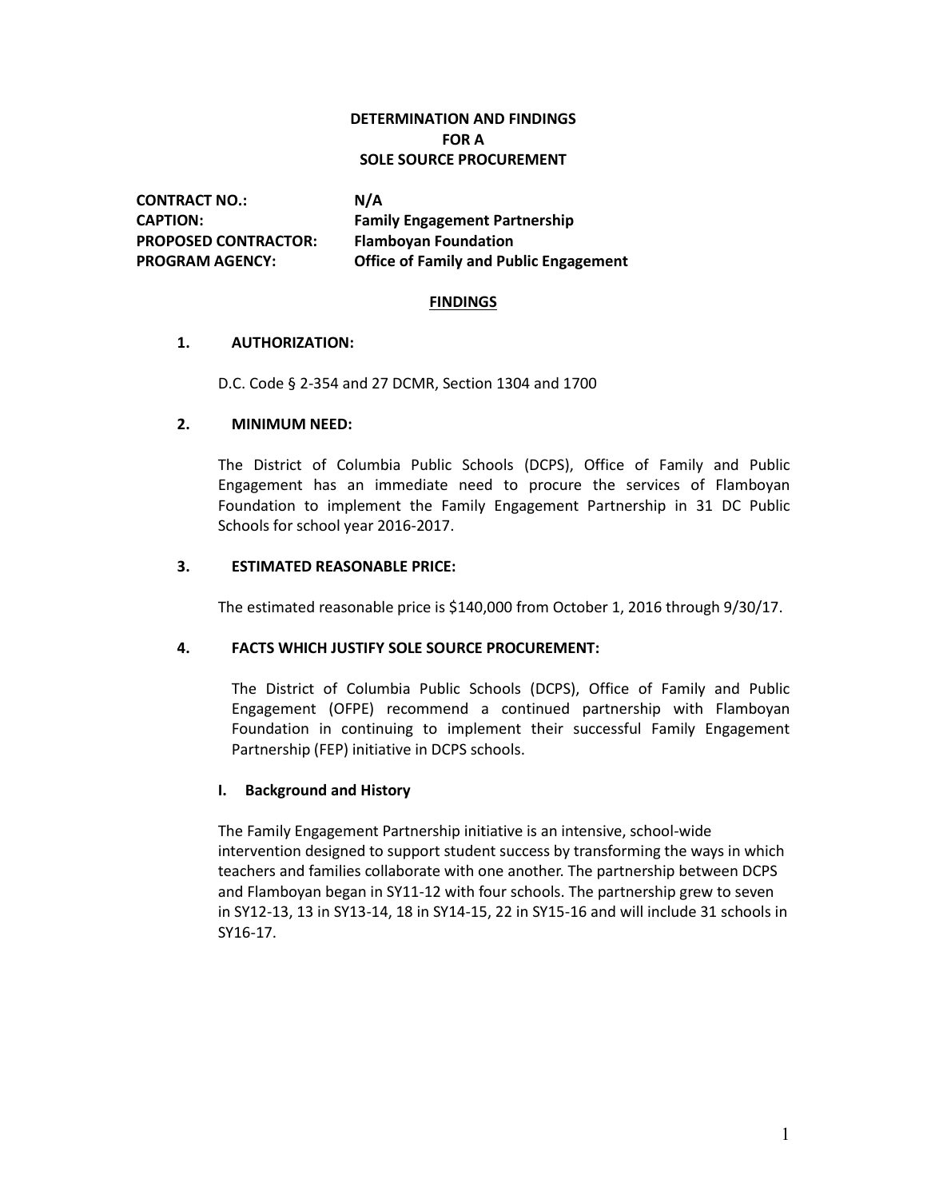# DETERMINATION AND FINDINGS FOR A SOLE SOURCE PROCUREMENT

| | |
|---|---|
| **CONTRACT NO.:** | **N/A** |
| **CAPTION:** | **Family Engagement Partnership** |
| **PROPOSED CONTRACTOR:** | **Flamboyan Foundation** |
| **PROGRAM AGENCY:** | **Office of Family and Public Engagement** |

## FINDINGS

### 1. AUTHORIZATION:

D.C. Code § 2-354 and 27 DCMR, Section 1304 and 1700

### 2. MINIMUM NEED:

The District of Columbia Public Schools (DCPS), Office of Family and Public Engagement has an immediate need to procure the services of Flamboyan Foundation to implement the Family Engagement Partnership in 31 DC Public Schools for school year 2016-2017.

### 3. ESTIMATED REASONABLE PRICE:

The estimated reasonable price is $140,000 from October 1, 2016 through 9/30/17.

### 4. FACTS WHICH JUSTIFY SOLE SOURCE PROCUREMENT:

The District of Columbia Public Schools (DCPS), Office of Family and Public Engagement (OFPE) recommend a continued partnership with Flamboyan Foundation in continuing to implement their successful Family Engagement Partnership (FEP) initiative in DCPS schools.

#### I. Background and History

The Family Engagement Partnership initiative is an intensive, school-wide intervention designed to support student success by transforming the ways in which teachers and families collaborate with one another. The partnership between DCPS and Flamboyan began in SY11-12 with four schools. The partnership grew to seven in SY12-13, 13 in SY13-14, 18 in SY14-15, 22 in SY15-16 and will include 31 schools in SY16-17.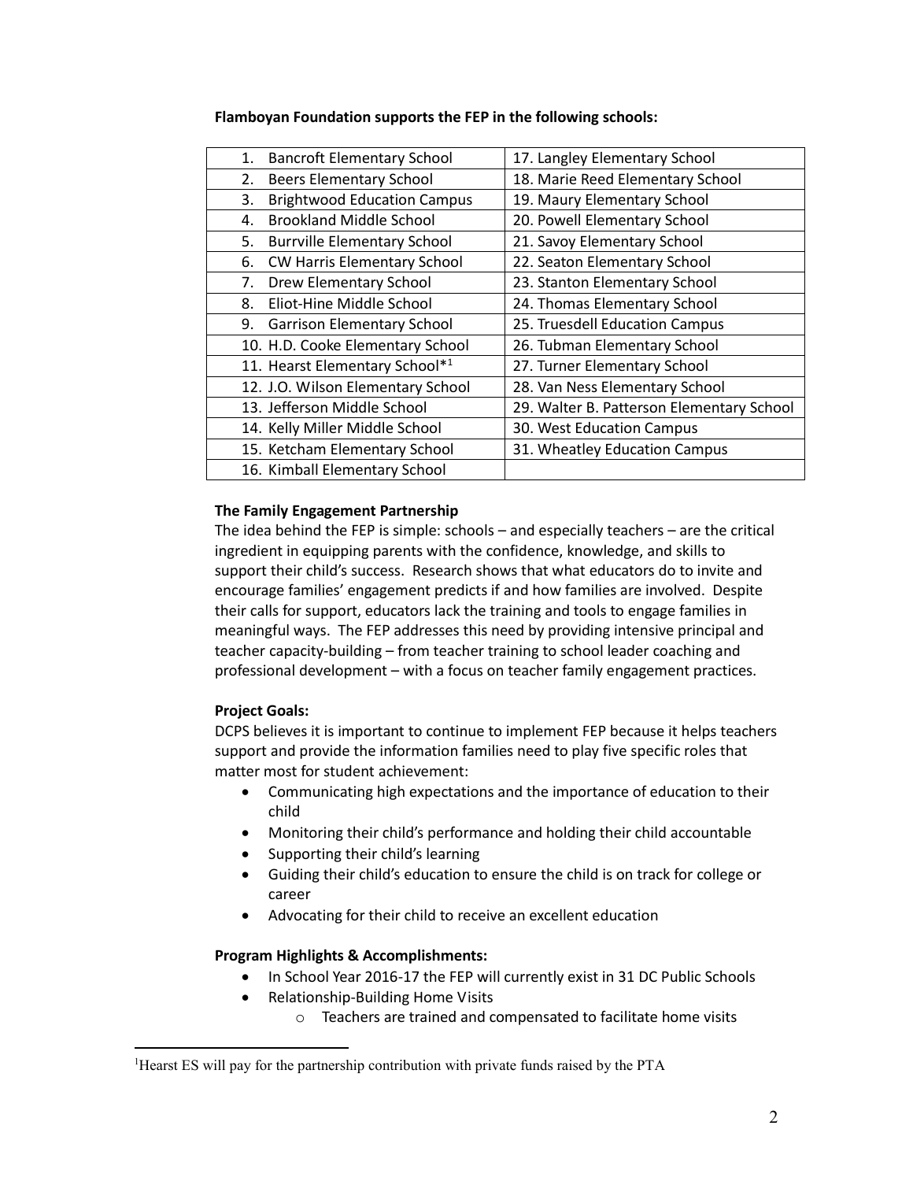**Flamboyan Foundation supports the FEP in the following schools:**

| | |
|---|---|
| 1. Bancroft Elementary School | 17. Langley Elementary School |
| 2. Beers Elementary School | 18. Marie Reed Elementary School |
| 3. Brightwood Education Campus | 19. Maury Elementary School |
| 4. Brookland Middle School | 20. Powell Elementary School |
| 5. Burrville Elementary School | 21. Savoy Elementary School |
| 6. CW Harris Elementary School | 22. Seaton Elementary School |
| 7. Drew Elementary School | 23. Stanton Elementary School |
| 8. Eliot-Hine Middle School | 24. Thomas Elementary School |
| 9. Garrison Elementary School | 25. Truesdell Education Campus |
| 10. H.D. Cooke Elementary School | 26. Tubman Elementary School |
| 11. Hearst Elementary School*[1] | 27. Turner Elementary School |
| 12. J.O. Wilson Elementary School | 28. Van Ness Elementary School |
| 13. Jefferson Middle School | 29. Walter B. Patterson Elementary School |
| 14. Kelly Miller Middle School | 30. West Education Campus |
| 15. Ketcham Elementary School | 31. Wheatley Education Campus |
| 16. Kimball Elementary School | |

**The Family Engagement Partnership**

The idea behind the FEP is simple: schools – and especially teachers – are the critical ingredient in equipping parents with the confidence, knowledge, and skills to support their child's success. Research shows that what educators do to invite and encourage families' engagement predicts if and how families are involved. Despite their calls for support, educators lack the training and tools to engage families in meaningful ways. The FEP addresses this need by providing intensive principal and teacher capacity-building – from teacher training to school leader coaching and professional development – with a focus on teacher family engagement practices.

**Project Goals:**

DCPS believes it is important to continue to implement FEP because it helps teachers support and provide the information families need to play five specific roles that matter most for student achievement:

- Communicating high expectations and the importance of education to their child
- Monitoring their child's performance and holding their child accountable
- Supporting their child's learning
- Guiding their child's education to ensure the child is on track for college or career
- Advocating for their child to receive an excellent education

**Program Highlights & Accomplishments:**

- In School Year 2016-17 the FEP will currently exist in 31 DC Public Schools
- Relationship-Building Home Visits
  - Teachers are trained and compensated to facilitate home visits

[1] Hearst ES will pay for the partnership contribution with private funds raised by the PTA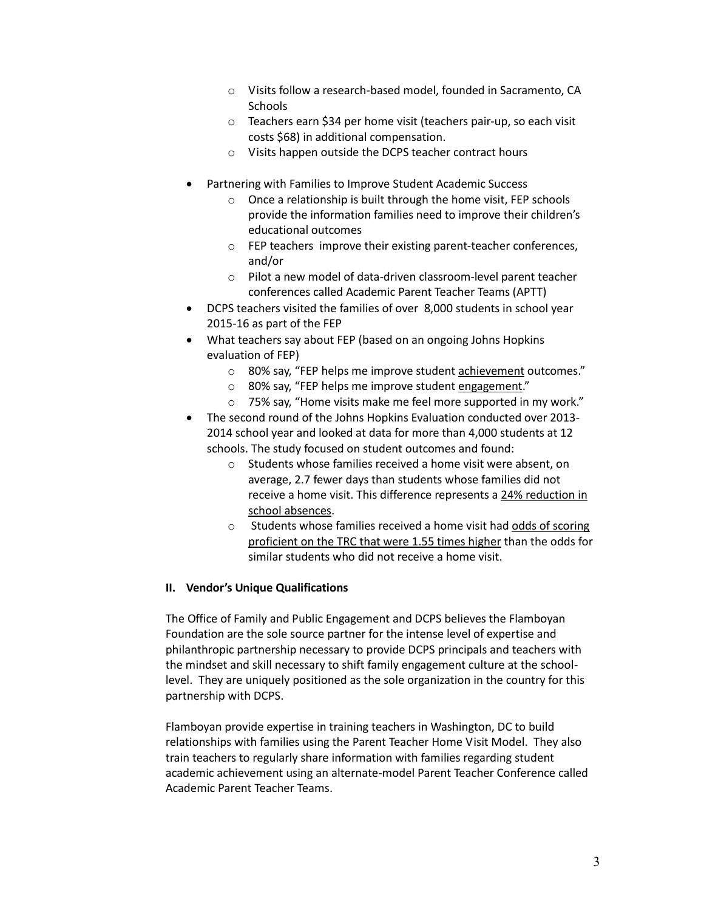- Visits follow a research-based model, founded in Sacramento, CA Schools
    - Teachers earn $34 per home visit (teachers pair-up, so each visit costs $68) in additional compensation.
    - Visits happen outside the DCPS teacher contract hours

- Partnering with Families to Improve Student Academic Success
    - Once a relationship is built through the home visit, FEP schools provide the information families need to improve their children's educational outcomes
    - FEP teachers improve their existing parent-teacher conferences, and/or
    - Pilot a new model of data-driven classroom-level parent teacher conferences called Academic Parent Teacher Teams (APTT)
- DCPS teachers visited the families of over 8,000 students in school year 2015-16 as part of the FEP
- What teachers say about FEP (based on an ongoing Johns Hopkins evaluation of FEP)
    - 80% say, "FEP helps me improve student <u>achievement</u> outcomes."
    - 80% say, "FEP helps me improve student <u>engagement</u>."
    - 75% say, "Home visits make me feel more supported in my work."
- The second round of the Johns Hopkins Evaluation conducted over 2013-2014 school year and looked at data for more than 4,000 students at 12 schools. The study focused on student outcomes and found:
    - Students whose families received a home visit were absent, on average, 2.7 fewer days than students whose families did not receive a home visit. This difference represents a <u>24% reduction in school absences</u>.
    - Students whose families received a home visit had <u>odds of scoring proficient on the TRC that were 1.55 times higher</u> than the odds for similar students who did not receive a home visit.

## II. Vendor's Unique Qualifications

The Office of Family and Public Engagement and DCPS believes the Flamboyan Foundation are the sole source partner for the intense level of expertise and philanthropic partnership necessary to provide DCPS principals and teachers with the mindset and skill necessary to shift family engagement culture at the school-level. They are uniquely positioned as the sole organization in the country for this partnership with DCPS.

Flamboyan provide expertise in training teachers in Washington, DC to build relationships with families using the Parent Teacher Home Visit Model. They also train teachers to regularly share information with families regarding student academic achievement using an alternate-model Parent Teacher Conference called Academic Parent Teacher Teams.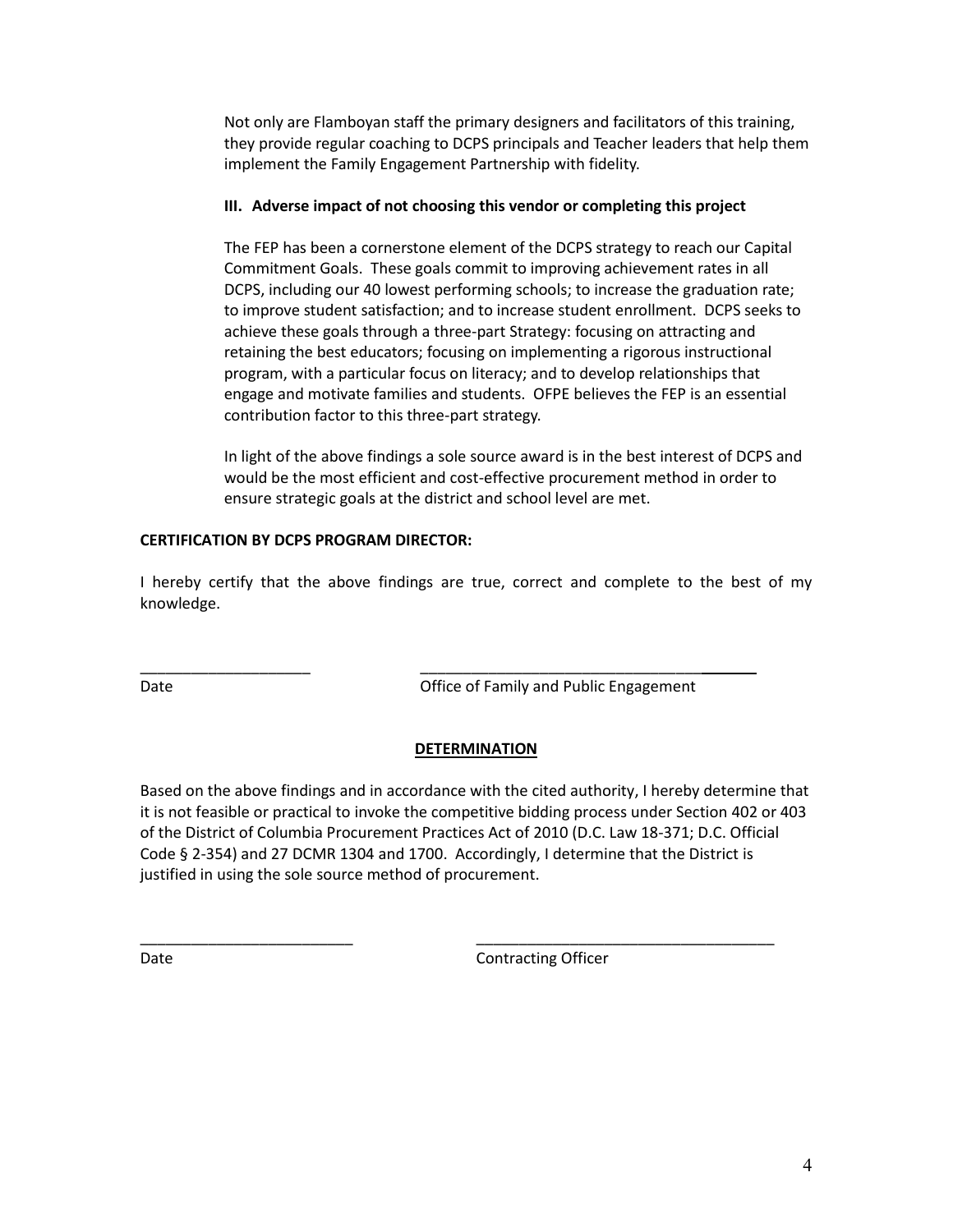Not only are Flamboyan staff the primary designers and facilitators of this training, they provide regular coaching to DCPS principals and Teacher leaders that help them implement the Family Engagement Partnership with fidelity.

**III. Adverse impact of not choosing this vendor or completing this project**

The FEP has been a cornerstone element of the DCPS strategy to reach our Capital Commitment Goals. These goals commit to improving achievement rates in all DCPS, including our 40 lowest performing schools; to increase the graduation rate; to improve student satisfaction; and to increase student enrollment. DCPS seeks to achieve these goals through a three-part Strategy: focusing on attracting and retaining the best educators; focusing on implementing a rigorous instructional program, with a particular focus on literacy; and to develop relationships that engage and motivate families and students. OFPE believes the FEP is an essential contribution factor to this three-part strategy.

In light of the above findings a sole source award is in the best interest of DCPS and would be the most efficient and cost-effective procurement method in order to ensure strategic goals at the district and school level are met.

**CERTIFICATION BY DCPS PROGRAM DIRECTOR:**

I hereby certify that the above findings are true, correct and complete to the best of my knowledge.

____________________ ____________________________________

Date Office of Family and Public Engagement

**DETERMINATION**

Based on the above findings and in accordance with the cited authority, I hereby determine that it is not feasible or practical to invoke the competitive bidding process under Section 402 or 403 of the District of Columbia Procurement Practices Act of 2010 (D.C. Law 18-371; D.C. Official Code § 2-354) and 27 DCMR 1304 and 1700. Accordingly, I determine that the District is justified in using the sole source method of procurement.

_________________________ ___________________________________

Date Contracting Officer